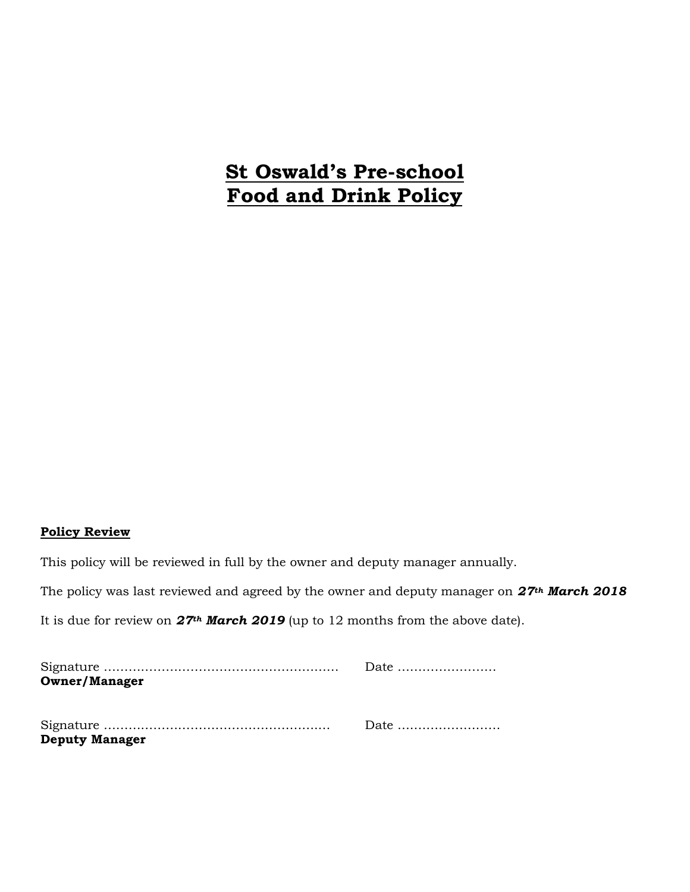# St Oswald's Pre-school
# Food and Drink Policy

**Policy Review**

This policy will be reviewed in full by the owner and deputy manager annually.

The policy was last reviewed and agreed by the owner and deputy manager on ***27th March 2018***

It is due for review on ***27th March 2019*** (up to 12 months from the above date).

Signature ………………………………………………… Date ……………………
**Owner/Manager**

Signature ……………………………………………… Date ……………………
**Deputy Manager**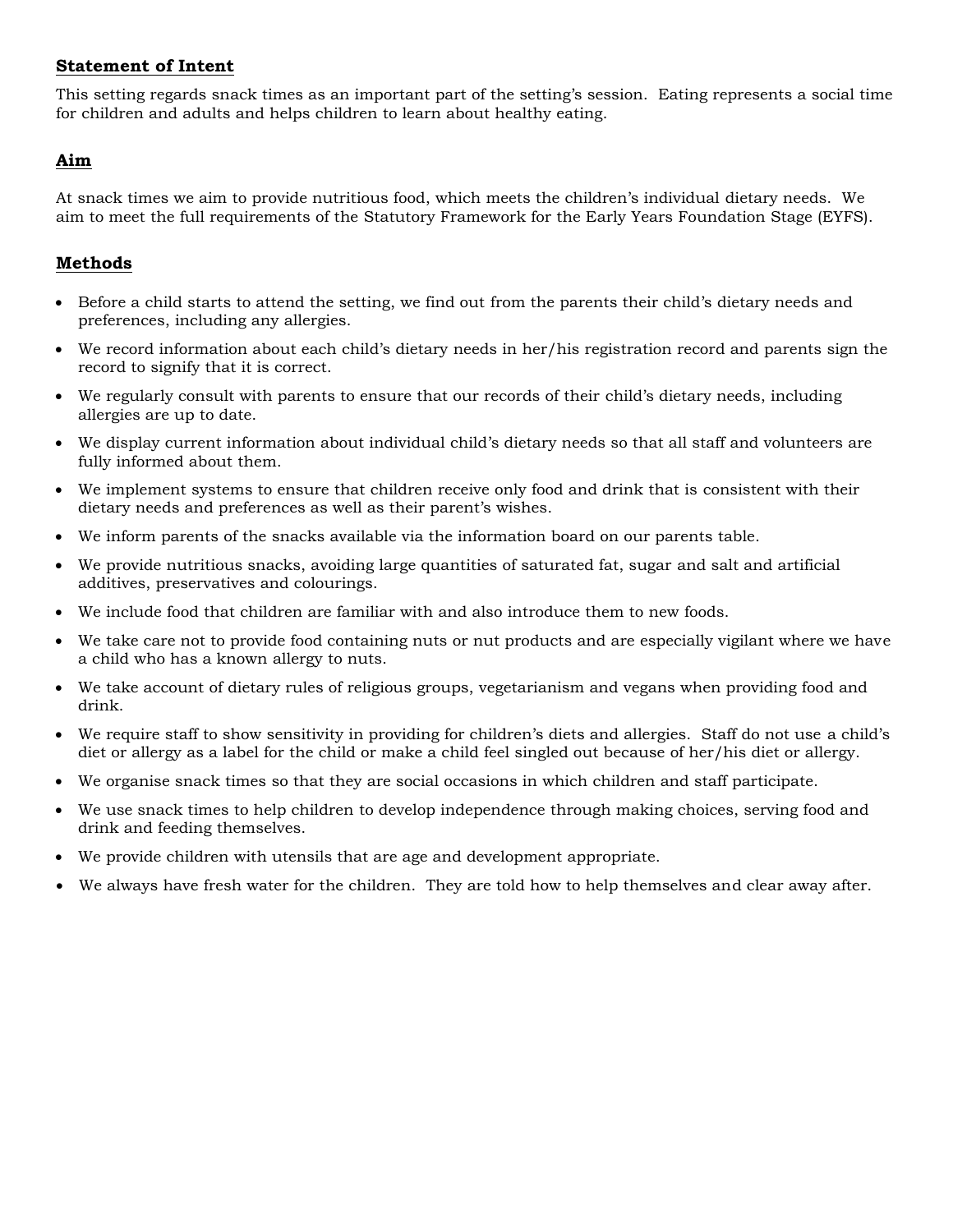## Statement of Intent

This setting regards snack times as an important part of the setting's session. Eating represents a social time for children and adults and helps children to learn about healthy eating.

## Aim

At snack times we aim to provide nutritious food, which meets the children's individual dietary needs. We aim to meet the full requirements of the Statutory Framework for the Early Years Foundation Stage (EYFS).

## Methods

- Before a child starts to attend the setting, we find out from the parents their child's dietary needs and preferences, including any allergies.
- We record information about each child's dietary needs in her/his registration record and parents sign the record to signify that it is correct.
- We regularly consult with parents to ensure that our records of their child's dietary needs, including allergies are up to date.
- We display current information about individual child's dietary needs so that all staff and volunteers are fully informed about them.
- We implement systems to ensure that children receive only food and drink that is consistent with their dietary needs and preferences as well as their parent's wishes.
- We inform parents of the snacks available via the information board on our parents table.
- We provide nutritious snacks, avoiding large quantities of saturated fat, sugar and salt and artificial additives, preservatives and colourings.
- We include food that children are familiar with and also introduce them to new foods.
- We take care not to provide food containing nuts or nut products and are especially vigilant where we have a child who has a known allergy to nuts.
- We take account of dietary rules of religious groups, vegetarianism and vegans when providing food and drink.
- We require staff to show sensitivity in providing for children's diets and allergies. Staff do not use a child's diet or allergy as a label for the child or make a child feel singled out because of her/his diet or allergy.
- We organise snack times so that they are social occasions in which children and staff participate.
- We use snack times to help children to develop independence through making choices, serving food and drink and feeding themselves.
- We provide children with utensils that are age and development appropriate.
- We always have fresh water for the children. They are told how to help themselves and clear away after.